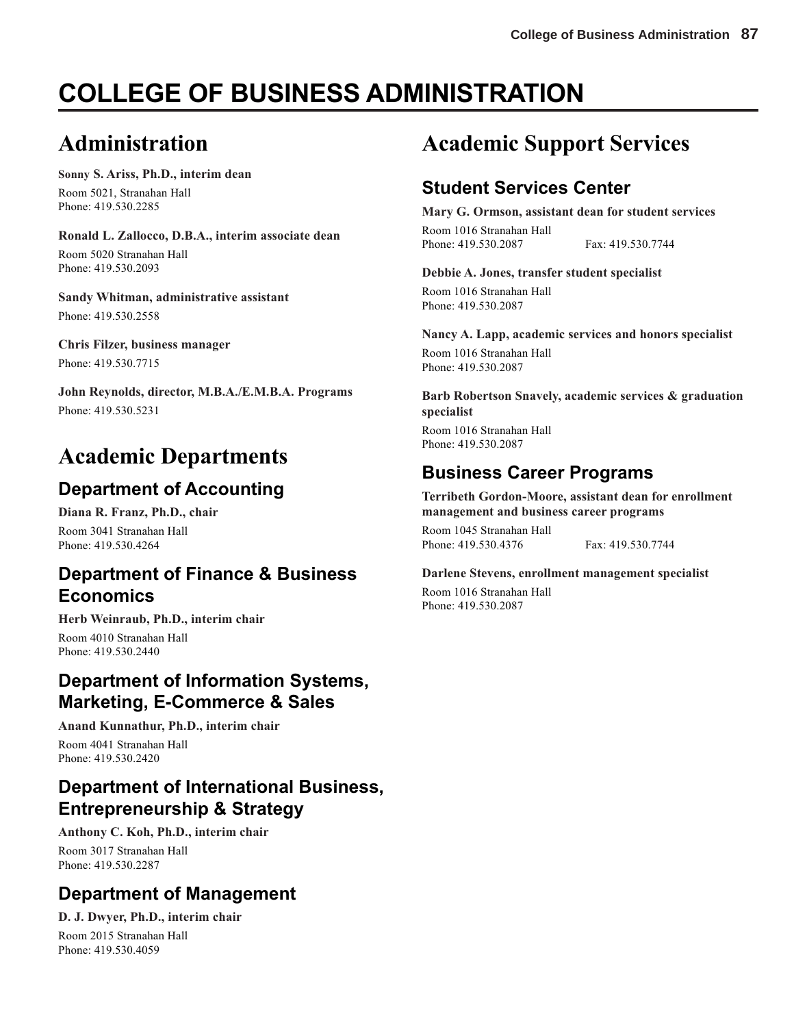# COLLEGE OF BUSINESS ADMINISTRATION

## Administration

**Sonny S. Ariss, Ph.D., interim dean**
Room 5021, Stranahan Hall
Phone: 419.530.2285

**Ronald L. Zallocco, D.B.A., interim associate dean**
Room 5020 Stranahan Hall
Phone: 419.530.2093

**Sandy Whitman, administrative assistant**
Phone: 419.530.2558

**Chris Filzer, business manager**
Phone: 419.530.7715

**John Reynolds, director, M.B.A./E.M.B.A. Programs**
Phone: 419.530.5231

## Academic Departments

### Department of Accounting

**Diana R. Franz, Ph.D., chair**
Room 3041 Stranahan Hall
Phone: 419.530.4264

### Department of Finance & Business Economics

**Herb Weinraub, Ph.D., interim chair**
Room 4010 Stranahan Hall
Phone: 419.530.2440

### Department of Information Systems, Marketing, E-Commerce & Sales

**Anand Kunnathur, Ph.D., interim chair**
Room 4041 Stranahan Hall
Phone: 419.530.2420

### Department of International Business, Entrepreneurship & Strategy

**Anthony C. Koh, Ph.D., interim chair**
Room 3017 Stranahan Hall
Phone: 419.530.2287

### Department of Management

**D. J. Dwyer, Ph.D., interim chair**
Room 2015 Stranahan Hall
Phone: 419.530.4059

## Academic Support Services

### Student Services Center

**Mary G. Ormson, assistant dean for student services**
Room 1016 Stranahan Hall
Phone: 419.530.2087 Fax: 419.530.7744

**Debbie A. Jones, transfer student specialist**
Room 1016 Stranahan Hall
Phone: 419.530.2087

**Nancy A. Lapp, academic services and honors specialist**
Room 1016 Stranahan Hall
Phone: 419.530.2087

**Barb Robertson Snavely, academic services & graduation specialist**
Room 1016 Stranahan Hall
Phone: 419.530.2087

### Business Career Programs

**Terribeth Gordon-Moore, assistant dean for enrollment management and business career programs**
Room 1045 Stranahan Hall
Phone: 419.530.4376 Fax: 419.530.7744

**Darlene Stevens, enrollment management specialist**
Room 1016 Stranahan Hall
Phone: 419.530.2087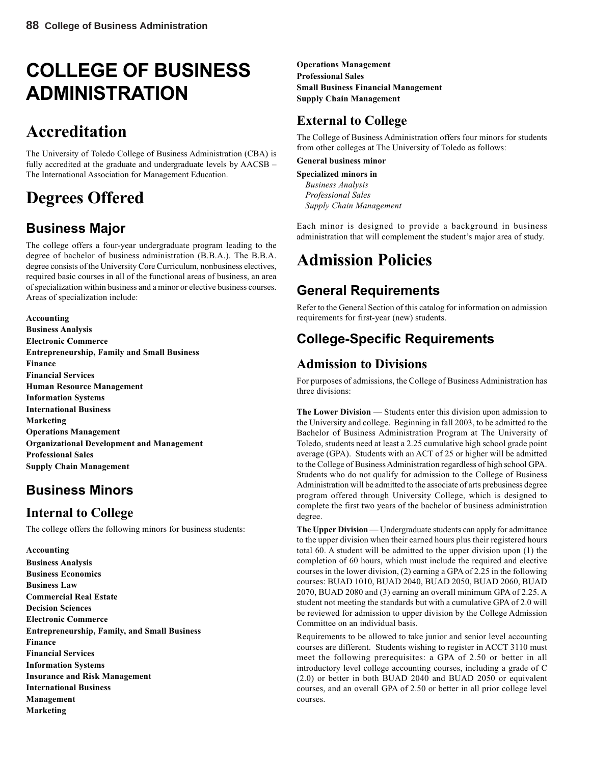# COLLEGE OF BUSINESS ADMINISTRATION

# Accreditation

The University of Toledo College of Business Administration (CBA) is fully accredited at the graduate and undergraduate levels by AACSB – The International Association for Management Education.

# Degrees Offered

## Business Major

The college offers a four-year undergraduate program leading to the degree of bachelor of business administration (B.B.A.). The B.B.A. degree consists of the University Core Curriculum, nonbusiness electives, required basic courses in all of the functional areas of business, an area of specialization within business and a minor or elective business courses. Areas of specialization include:

**Accounting**
**Business Analysis**
**Electronic Commerce**
**Entrepreneurship, Family and Small Business**
**Finance**
**Financial Services**
**Human Resource Management**
**Information Systems**
**International Business**
**Marketing**
**Operations Management**
**Organizational Development and Management**
**Professional Sales**
**Supply Chain Management**

## Business Minors

### Internal to College

The college offers the following minors for business students:

**Accounting**
**Business Analysis**
**Business Economics**
**Business Law**
**Commercial Real Estate**
**Decision Sciences**
**Electronic Commerce**
**Entrepreneurship, Family, and Small Business**
**Finance**
**Financial Services**
**Information Systems**
**Insurance and Risk Management**
**International Business**
**Management**
**Marketing**
**Operations Management**
**Professional Sales**
**Small Business Financial Management**
**Supply Chain Management**

### External to College

The College of Business Administration offers four minors for students from other colleges at The University of Toledo as follows:

**General business minor**

**Specialized minors in**
*Business Analysis*
*Professional Sales*
*Supply Chain Management*

Each minor is designed to provide a background in business administration that will complement the student's major area of study.

# Admission Policies

## General Requirements

Refer to the General Section of this catalog for information on admission requirements for first-year (new) students.

## College-Specific Requirements

### Admission to Divisions

For purposes of admissions, the College of Business Administration has three divisions:

**The Lower Division** — Students enter this division upon admission to the University and college. Beginning in fall 2003, to be admitted to the Bachelor of Business Administration Program at The University of Toledo, students need at least a 2.25 cumulative high school grade point average (GPA). Students with an ACT of 25 or higher will be admitted to the College of Business Administration regardless of high school GPA. Students who do not qualify for admission to the College of Business Administration will be admitted to the associate of arts prebusiness degree program offered through University College, which is designed to complete the first two years of the bachelor of business administration degree.

**The Upper Division** — Undergraduate students can apply for admittance to the upper division when their earned hours plus their registered hours total 60. A student will be admitted to the upper division upon (1) the completion of 60 hours, which must include the required and elective courses in the lower division, (2) earning a GPA of 2.25 in the following courses: BUAD 1010, BUAD 2040, BUAD 2050, BUAD 2060, BUAD 2070, BUAD 2080 and (3) earning an overall minimum GPA of 2.25. A student not meeting the standards but with a cumulative GPA of 2.0 will be reviewed for admission to upper division by the College Admission Committee on an individual basis.

Requirements to be allowed to take junior and senior level accounting courses are different. Students wishing to register in ACCT 3110 must meet the following prerequisites: a GPA of 2.50 or better in all introductory level college accounting courses, including a grade of C (2.0) or better in both BUAD 2040 and BUAD 2050 or equivalent courses, and an overall GPA of 2.50 or better in all prior college level courses.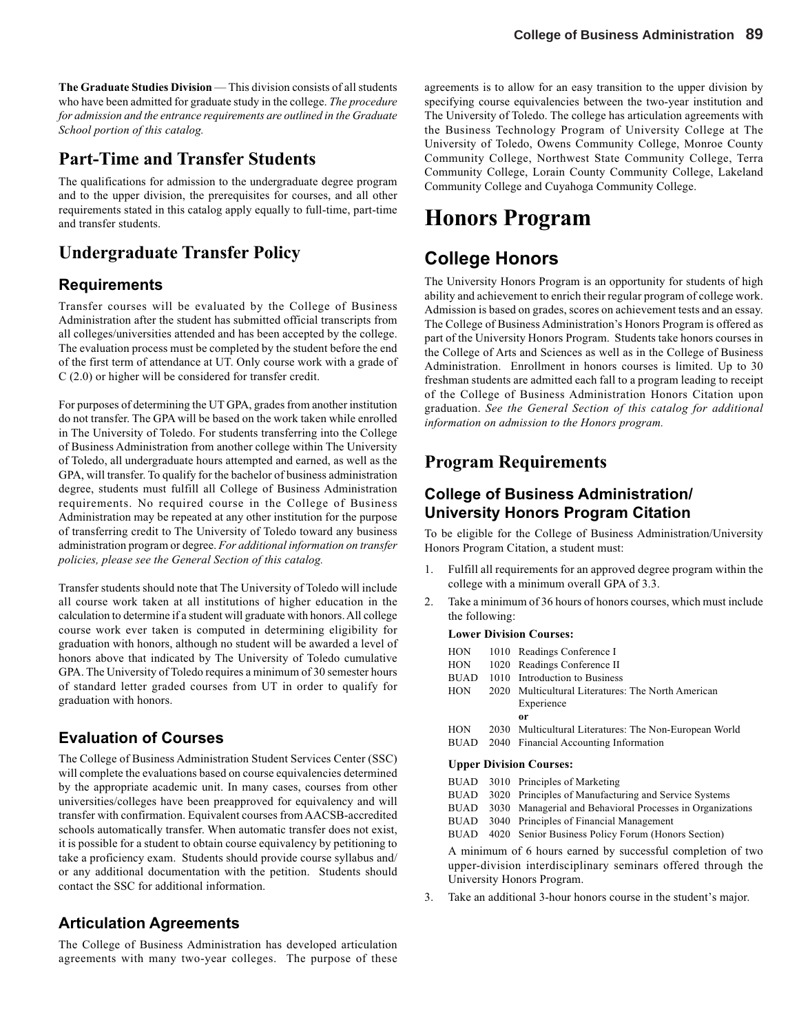**The Graduate Studies Division** — This division consists of all students who have been admitted for graduate study in the college. *The procedure for admission and the entrance requirements are outlined in the Graduate School portion of this catalog.*

## Part-Time and Transfer Students

The qualifications for admission to the undergraduate degree program and to the upper division, the prerequisites for courses, and all other requirements stated in this catalog apply equally to full-time, part-time and transfer students.

## Undergraduate Transfer Policy

### Requirements

Transfer courses will be evaluated by the College of Business Administration after the student has submitted official transcripts from all colleges/universities attended and has been accepted by the college. The evaluation process must be completed by the student before the end of the first term of attendance at UT. Only course work with a grade of C (2.0) or higher will be considered for transfer credit.

For purposes of determining the UT GPA, grades from another institution do not transfer. The GPA will be based on the work taken while enrolled in The University of Toledo. For students transferring into the College of Business Administration from another college within The University of Toledo, all undergraduate hours attempted and earned, as well as the GPA, will transfer. To qualify for the bachelor of business administration degree, students must fulfill all College of Business Administration requirements. No required course in the College of Business Administration may be repeated at any other institution for the purpose of transferring credit to The University of Toledo toward any business administration program or degree. *For additional information on transfer policies, please see the General Section of this catalog.*

Transfer students should note that The University of Toledo will include all course work taken at all institutions of higher education in the calculation to determine if a student will graduate with honors. All college course work ever taken is computed in determining eligibility for graduation with honors, although no student will be awarded a level of honors above that indicated by The University of Toledo cumulative GPA. The University of Toledo requires a minimum of 30 semester hours of standard letter graded courses from UT in order to qualify for graduation with honors.

### Evaluation of Courses

The College of Business Administration Student Services Center (SSC) will complete the evaluations based on course equivalencies determined by the appropriate academic unit. In many cases, courses from other universities/colleges have been preapproved for equivalency and will transfer with confirmation. Equivalent courses from AACSB-accredited schools automatically transfer. When automatic transfer does not exist, it is possible for a student to obtain course equivalency by petitioning to take a proficiency exam. Students should provide course syllabus and/or any additional documentation with the petition. Students should contact the SSC for additional information.

### Articulation Agreements

The College of Business Administration has developed articulation agreements with many two-year colleges. The purpose of these agreements is to allow for an easy transition to the upper division by specifying course equivalencies between the two-year institution and The University of Toledo. The college has articulation agreements with the Business Technology Program of University College at The University of Toledo, Owens Community College, Monroe County Community College, Northwest State Community College, Terra Community College, Lorain County Community College, Lakeland Community College and Cuyahoga Community College.

# Honors Program

## College Honors

The University Honors Program is an opportunity for students of high ability and achievement to enrich their regular program of college work. Admission is based on grades, scores on achievement tests and an essay. The College of Business Administration's Honors Program is offered as part of the University Honors Program. Students take honors courses in the College of Arts and Sciences as well as in the College of Business Administration. Enrollment in honors courses is limited. Up to 30 freshman students are admitted each fall to a program leading to receipt of the College of Business Administration Honors Citation upon graduation. *See the General Section of this catalog for additional information on admission to the Honors program.*

## Program Requirements

### College of Business Administration/ University Honors Program Citation

To be eligible for the College of Business Administration/University Honors Program Citation, a student must:

1. Fulfill all requirements for an approved degree program within the college with a minimum overall GPA of 3.3.
2. Take a minimum of 36 hours of honors courses, which must include the following:

   **Lower Division Courses:**

   HON 1010 Readings Conference I
   HON 1020 Readings Conference II
   BUAD 1010 Introduction to Business
   HON 2020 Multicultural Literatures: The North American Experience
   **or**
   HON 2030 Multicultural Literatures: The Non-European World
   BUAD 2040 Financial Accounting Information

   **Upper Division Courses:**

   BUAD 3010 Principles of Marketing
   BUAD 3020 Principles of Manufacturing and Service Systems
   BUAD 3030 Managerial and Behavioral Processes in Organizations
   BUAD 3040 Principles of Financial Management
   BUAD 4020 Senior Business Policy Forum (Honors Section)

   A minimum of 6 hours earned by successful completion of two upper-division interdisciplinary seminars offered through the University Honors Program.

3. Take an additional 3-hour honors course in the student's major.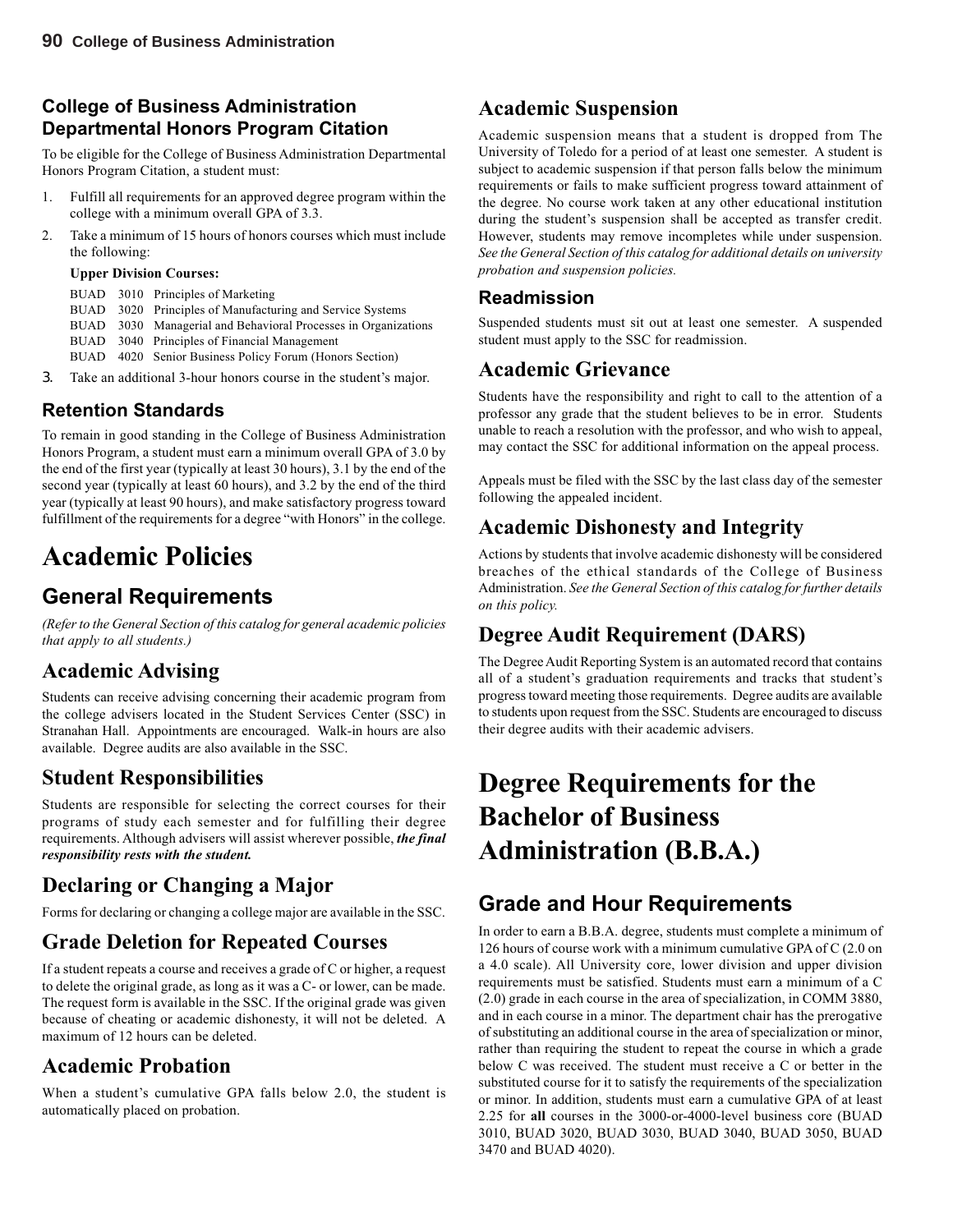## College of Business Administration Departmental Honors Program Citation

To be eligible for the College of Business Administration Departmental Honors Program Citation, a student must:

1. Fulfill all requirements for an approved degree program within the college with a minimum overall GPA of 3.3.
2. Take a minimum of 15 hours of honors courses which must include the following:

   **Upper Division Courses:**

   BUAD 3010 Principles of Marketing
   BUAD 3020 Principles of Manufacturing and Service Systems
   BUAD 3030 Managerial and Behavioral Processes in Organizations
   BUAD 3040 Principles of Financial Management
   BUAD 4020 Senior Business Policy Forum (Honors Section)

3. Take an additional 3-hour honors course in the student's major.

### Retention Standards

To remain in good standing in the College of Business Administration Honors Program, a student must earn a minimum overall GPA of 3.0 by the end of the first year (typically at least 30 hours), 3.1 by the end of the second year (typically at least 60 hours), and 3.2 by the end of the third year (typically at least 90 hours), and make satisfactory progress toward fulfillment of the requirements for a degree "with Honors" in the college.

# Academic Policies

## General Requirements

*(Refer to the General Section of this catalog for general academic policies that apply to all students.)*

## Academic Advising

Students can receive advising concerning their academic program from the college advisers located in the Student Services Center (SSC) in Stranahan Hall. Appointments are encouraged. Walk-in hours are also available. Degree audits are also available in the SSC.

## Student Responsibilities

Students are responsible for selecting the correct courses for their programs of study each semester and for fulfilling their degree requirements. Although advisers will assist wherever possible, ***the final responsibility rests with the student.***

## Declaring or Changing a Major

Forms for declaring or changing a college major are available in the SSC.

## Grade Deletion for Repeated Courses

If a student repeats a course and receives a grade of C or higher, a request to delete the original grade, as long as it was a C- or lower, can be made. The request form is available in the SSC. If the original grade was given because of cheating or academic dishonesty, it will not be deleted. A maximum of 12 hours can be deleted.

## Academic Probation

When a student's cumulative GPA falls below 2.0, the student is automatically placed on probation.

## Academic Suspension

Academic suspension means that a student is dropped from The University of Toledo for a period of at least one semester. A student is subject to academic suspension if that person falls below the minimum requirements or fails to make sufficient progress toward attainment of the degree. No course work taken at any other educational institution during the student's suspension shall be accepted as transfer credit. However, students may remove incompletes while under suspension. *See the General Section of this catalog for additional details on university probation and suspension policies.*

### Readmission

Suspended students must sit out at least one semester. A suspended student must apply to the SSC for readmission.

## Academic Grievance

Students have the responsibility and right to call to the attention of a professor any grade that the student believes to be in error. Students unable to reach a resolution with the professor, and who wish to appeal, may contact the SSC for additional information on the appeal process.

Appeals must be filed with the SSC by the last class day of the semester following the appealed incident.

## Academic Dishonesty and Integrity

Actions by students that involve academic dishonesty will be considered breaches of the ethical standards of the College of Business Administration. *See the General Section of this catalog for further details on this policy.*

## Degree Audit Requirement (DARS)

The Degree Audit Reporting System is an automated record that contains all of a student's graduation requirements and tracks that student's progress toward meeting those requirements. Degree audits are available to students upon request from the SSC. Students are encouraged to discuss their degree audits with their academic advisers.

# Degree Requirements for the Bachelor of Business Administration (B.B.A.)

## Grade and Hour Requirements

In order to earn a B.B.A. degree, students must complete a minimum of 126 hours of course work with a minimum cumulative GPA of C (2.0 on a 4.0 scale). All University core, lower division and upper division requirements must be satisfied. Students must earn a minimum of a C (2.0) grade in each course in the area of specialization, in COMM 3880, and in each course in a minor. The department chair has the prerogative of substituting an additional course in the area of specialization or minor, rather than requiring the student to repeat the course in which a grade below C was received. The student must receive a C or better in the substituted course for it to satisfy the requirements of the specialization or minor. In addition, students must earn a cumulative GPA of at least 2.25 for **all** courses in the 3000-or-4000-level business core (BUAD 3010, BUAD 3020, BUAD 3030, BUAD 3040, BUAD 3050, BUAD 3470 and BUAD 4020).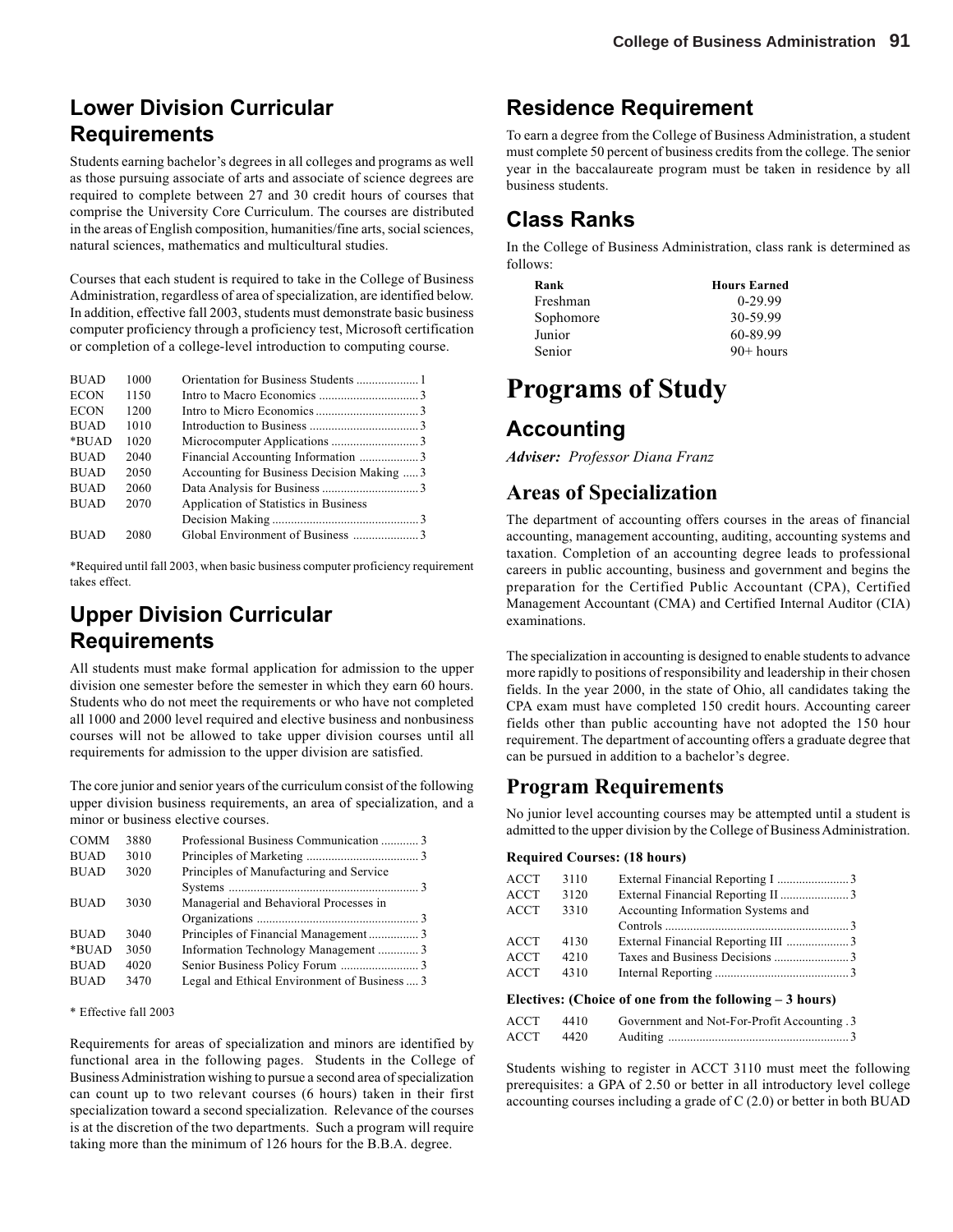## Lower Division Curricular Requirements

Students earning bachelor's degrees in all colleges and programs as well as those pursuing associate of arts and associate of science degrees are required to complete between 27 and 30 credit hours of courses that comprise the University Core Curriculum. The courses are distributed in the areas of English composition, humanities/fine arts, social sciences, natural sciences, mathematics and multicultural studies.

Courses that each student is required to take in the College of Business Administration, regardless of area of specialization, are identified below. In addition, effective fall 2003, students must demonstrate basic business computer proficiency through a proficiency test, Microsoft certification or completion of a college-level introduction to computing course.

| | | | |
|---|---|---|---|
| BUAD | 1000 | Orientation for Business Students | 1 |
| ECON | 1150 | Intro to Macro Economics | 3 |
| ECON | 1200 | Intro to Micro Economics | 3 |
| BUAD | 1010 | Introduction to Business | 3 |
| *BUAD | 1020 | Microcomputer Applications | 3 |
| BUAD | 2040 | Financial Accounting Information | 3 |
| BUAD | 2050 | Accounting for Business Decision Making | 3 |
| BUAD | 2060 | Data Analysis for Business | 3 |
| BUAD | 2070 | Application of Statistics in Business Decision Making | 3 |
| BUAD | 2080 | Global Environment of Business | 3 |

*Required until fall 2003, when basic business computer proficiency requirement takes effect.

## Upper Division Curricular Requirements

All students must make formal application for admission to the upper division one semester before the semester in which they earn 60 hours. Students who do not meet the requirements or who have not completed all 1000 and 2000 level required and elective business and nonbusiness courses will not be allowed to take upper division courses until all requirements for admission to the upper division are satisfied.

The core junior and senior years of the curriculum consist of the following upper division business requirements, an area of specialization, and a minor or business elective courses.

| | | | |
|---|---|---|---|
| COMM | 3880 | Professional Business Communication | 3 |
| BUAD | 3010 | Principles of Marketing | 3 |
| BUAD | 3020 | Principles of Manufacturing and Service Systems | 3 |
| BUAD | 3030 | Managerial and Behavioral Processes in Organizations | 3 |
| BUAD | 3040 | Principles of Financial Management | 3 |
| *BUAD | 3050 | Information Technology Management | 3 |
| BUAD | 4020 | Senior Business Policy Forum | 3 |
| BUAD | 3470 | Legal and Ethical Environment of Business | 3 |

\* Effective fall 2003

Requirements for areas of specialization and minors are identified by functional area in the following pages. Students in the College of Business Administration wishing to pursue a second area of specialization can count up to two relevant courses (6 hours) taken in their first specialization toward a second specialization. Relevance of the courses is at the discretion of the two departments. Such a program will require taking more than the minimum of 126 hours for the B.B.A. degree.

## Residence Requirement

To earn a degree from the College of Business Administration, a student must complete 50 percent of business credits from the college. The senior year in the baccalaureate program must be taken in residence by all business students.

## Class Ranks

In the College of Business Administration, class rank is determined as follows:

| Rank | Hours Earned |
|---|---|
| Freshman | 0-29.99 |
| Sophomore | 30-59.99 |
| Junior | 60-89.99 |
| Senior | 90+ hours |

# Programs of Study

## Accounting

***Adviser:*** *Professor Diana Franz*

### Areas of Specialization

The department of accounting offers courses in the areas of financial accounting, management accounting, auditing, accounting systems and taxation. Completion of an accounting degree leads to professional careers in public accounting, business and government and begins the preparation for the Certified Public Accountant (CPA), Certified Management Accountant (CMA) and Certified Internal Auditor (CIA) examinations.

The specialization in accounting is designed to enable students to advance more rapidly to positions of responsibility and leadership in their chosen fields. In the year 2000, in the state of Ohio, all candidates taking the CPA exam must have completed 150 credit hours. Accounting career fields other than public accounting have not adopted the 150 hour requirement. The department of accounting offers a graduate degree that can be pursued in addition to a bachelor's degree.

### Program Requirements

No junior level accounting courses may be attempted until a student is admitted to the upper division by the College of Business Administration.

**Required Courses: (18 hours)**

| | | | |
|---|---|---|---|
| ACCT | 3110 | External Financial Reporting I | 3 |
| ACCT | 3120 | External Financial Reporting II | 3 |
| ACCT | 3310 | Accounting Information Systems and Controls | 3 |
| ACCT | 4130 | External Financial Reporting III | 3 |
| ACCT | 4210 | Taxes and Business Decisions | 3 |
| ACCT | 4310 | Internal Reporting | 3 |

**Electives: (Choice of one from the following – 3 hours)**

| | | | |
|---|---|---|---|
| ACCT | 4410 | Government and Not-For-Profit Accounting | 3 |
| ACCT | 4420 | Auditing | 3 |

Students wishing to register in ACCT 3110 must meet the following prerequisites: a GPA of 2.50 or better in all introductory level college accounting courses including a grade of C (2.0) or better in both BUAD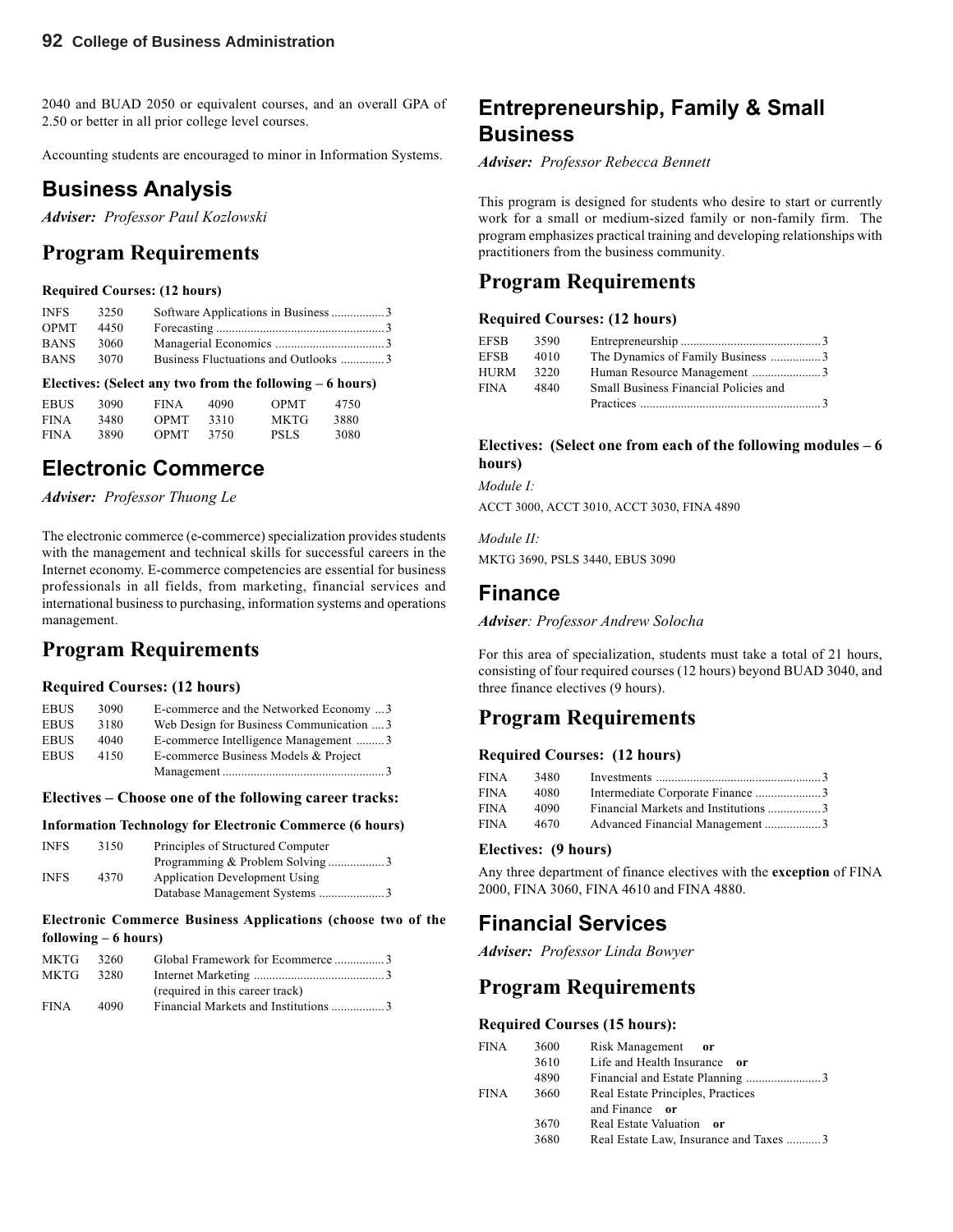2040 and BUAD 2050 or equivalent courses, and an overall GPA of 2.50 or better in all prior college level courses.

Accounting students are encouraged to minor in Information Systems.

## Business Analysis

***Adviser:*** *Professor Paul Kozlowski*

## Program Requirements

**Required Courses: (12 hours)**

| | | | |
|---|---|---|---|
| INFS | 3250 | Software Applications in Business | 3 |
| OPMT | 4450 | Forecasting | 3 |
| BANS | 3060 | Managerial Economics | 3 |
| BANS | 3070 | Business Fluctuations and Outlooks | 3 |

**Electives: (Select any two from the following – 6 hours)**

| | | | | | |
|---|---|---|---|---|---|
| EBUS | 3090 | FINA | 4090 | OPMT | 4750 |
| FINA | 3480 | OPMT | 3310 | MKTG | 3880 |
| FINA | 3890 | OPMT | 3750 | PSLS | 3080 |

## Electronic Commerce

***Adviser:*** *Professor Thuong Le*

The electronic commerce (e-commerce) specialization provides students with the management and technical skills for successful careers in the Internet economy. E-commerce competencies are essential for business professionals in all fields, from marketing, financial services and international business to purchasing, information systems and operations management.

## Program Requirements

**Required Courses: (12 hours)**

| | | | |
|---|---|---|---|
| EBUS | 3090 | E-commerce and the Networked Economy | 3 |
| EBUS | 3180 | Web Design for Business Communication | 3 |
| EBUS | 4040 | E-commerce Intelligence Management | 3 |
| EBUS | 4150 | E-commerce Business Models & Project Management | 3 |

**Electives – Choose one of the following career tracks:**

**Information Technology for Electronic Commerce (6 hours)**

| | | | |
|---|---|---|---|
| INFS | 3150 | Principles of Structured Computer Programming & Problem Solving | 3 |
| INFS | 4370 | Application Development Using Database Management Systems | 3 |

**Electronic Commerce Business Applications (choose two of the following – 6 hours)**

| | | | |
|---|---|---|---|
| MKTG | 3260 | Global Framework for Ecommerce | 3 |
| MKTG | 3280 | Internet Marketing (required in this career track) | 3 |
| FINA | 4090 | Financial Markets and Institutions | 3 |

## Entrepreneurship, Family & Small Business

***Adviser:*** *Professor Rebecca Bennett*

This program is designed for students who desire to start or currently work for a small or medium-sized family or non-family firm. The program emphasizes practical training and developing relationships with practitioners from the business community.

## Program Requirements

**Required Courses: (12 hours)**

| | | | |
|---|---|---|---|
| EFSB | 3590 | Entrepreneurship | 3 |
| EFSB | 4010 | The Dynamics of Family Business | 3 |
| HURM | 3220 | Human Resource Management | 3 |
| FINA | 4840 | Small Business Financial Policies and Practices | 3 |

**Electives: (Select one from each of the following modules – 6 hours)**

*Module I:*

ACCT 3000, ACCT 3010, ACCT 3030, FINA 4890

*Module II:*

MKTG 3690, PSLS 3440, EBUS 3090

## Finance

***Adviser****: Professor Andrew Solocha*

For this area of specialization, students must take a total of 21 hours, consisting of four required courses (12 hours) beyond BUAD 3040, and three finance electives (9 hours).

## Program Requirements

**Required Courses: (12 hours)**

| | | | |
|---|---|---|---|
| FINA | 3480 | Investments | 3 |
| FINA | 4080 | Intermediate Corporate Finance | 3 |
| FINA | 4090 | Financial Markets and Institutions | 3 |
| FINA | 4670 | Advanced Financial Management | 3 |

**Electives: (9 hours)**

Any three department of finance electives with the **exception** of FINA 2000, FINA 3060, FINA 4610 and FINA 4880.

## Financial Services

***Adviser:*** *Professor Linda Bowyer*

## Program Requirements

**Required Courses (15 hours):**

| | | | |
|---|---|---|---|
| FINA | 3600 | Risk Management **or** | |
| | 3610 | Life and Health Insurance **or** | |
| | 4890 | Financial and Estate Planning | 3 |
| FINA | 3660 | Real Estate Principles, Practices and Finance **or** | |
| | 3670 | Real Estate Valuation **or** | |
| | 3680 | Real Estate Law, Insurance and Taxes | 3 |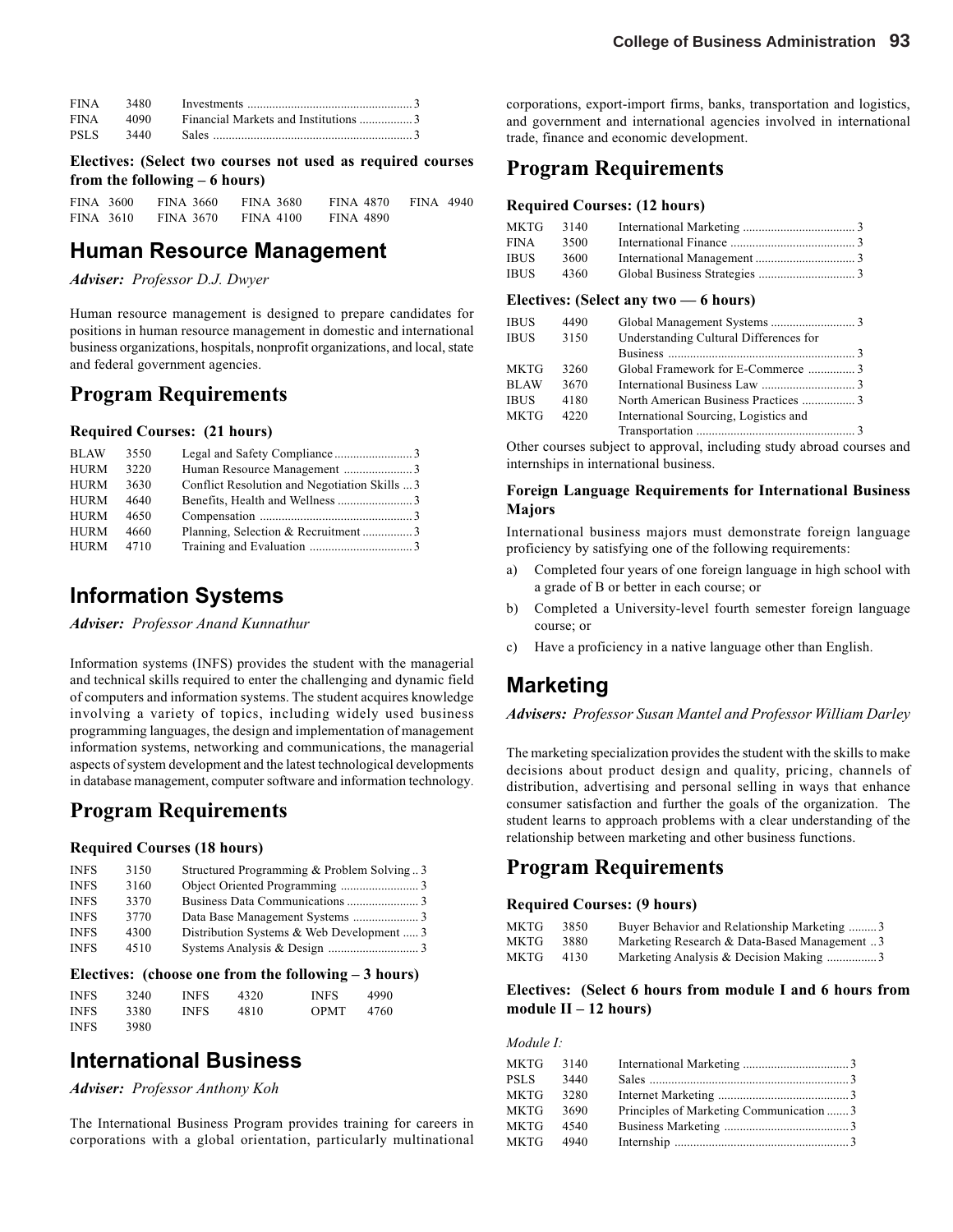| | | | |
|---|---|---|---|
| FINA | 3480 | Investments | 3 |
| FINA | 4090 | Financial Markets and Institutions | 3 |
| PSLS | 3440 | Sales | 3 |

**Electives: (Select two courses not used as required courses from the following – 6 hours)**

| | | | | |
|---|---|---|---|---|
| FINA 3600 | FINA 3660 | FINA 3680 | FINA 4870 | FINA 4940 |
| FINA 3610 | FINA 3670 | FINA 4100 | FINA 4890 | |

## Human Resource Management

***Adviser:** Professor D.J. Dwyer*

Human resource management is designed to prepare candidates for positions in human resource management in domestic and international business organizations, hospitals, nonprofit organizations, and local, state and federal government agencies.

### Program Requirements

**Required Courses: (21 hours)**

| | | | |
|---|---|---|---|
| BLAW | 3550 | Legal and Safety Compliance | 3 |
| HURM | 3220 | Human Resource Management | 3 |
| HURM | 3630 | Conflict Resolution and Negotiation Skills | 3 |
| HURM | 4640 | Benefits, Health and Wellness | 3 |
| HURM | 4650 | Compensation | 3 |
| HURM | 4660 | Planning, Selection & Recruitment | 3 |
| HURM | 4710 | Training and Evaluation | 3 |

## Information Systems

***Adviser:** Professor Anand Kunnathur*

Information systems (INFS) provides the student with the managerial and technical skills required to enter the challenging and dynamic field of computers and information systems. The student acquires knowledge involving a variety of topics, including widely used business programming languages, the design and implementation of management information systems, networking and communications, the managerial aspects of system development and the latest technological developments in database management, computer software and information technology.

### Program Requirements

**Required Courses (18 hours)**

| | | | |
|---|---|---|---|
| INFS | 3150 | Structured Programming & Problem Solving | 3 |
| INFS | 3160 | Object Oriented Programming | 3 |
| INFS | 3370 | Business Data Communications | 3 |
| INFS | 3770 | Data Base Management Systems | 3 |
| INFS | 4300 | Distribution Systems & Web Development | 3 |
| INFS | 4510 | Systems Analysis & Design | 3 |

**Electives: (choose one from the following – 3 hours)**

| | | | | | |
|---|---|---|---|---|---|
| INFS | 3240 | INFS | 4320 | INFS | 4990 |
| INFS | 3380 | INFS | 4810 | OPMT | 4760 |
| INFS | 3980 | | | | |

## International Business

***Adviser:** Professor Anthony Koh*

The International Business Program provides training for careers in corporations with a global orientation, particularly multinational corporations, export-import firms, banks, transportation and logistics, and government and international agencies involved in international trade, finance and economic development.

### Program Requirements

**Required Courses: (12 hours)**

| | | | |
|---|---|---|---|
| MKTG | 3140 | International Marketing | 3 |
| FINA | 3500 | International Finance | 3 |
| IBUS | 3600 | International Management | 3 |
| IBUS | 4360 | Global Business Strategies | 3 |

**Electives: (Select any two — 6 hours)**

| | | | |
|---|---|---|---|
| IBUS | 4490 | Global Management Systems | 3 |
| IBUS | 3150 | Understanding Cultural Differences for Business | 3 |
| MKTG | 3260 | Global Framework for E-Commerce | 3 |
| BLAW | 3670 | International Business Law | 3 |
| IBUS | 4180 | North American Business Practices | 3 |
| MKTG | 4220 | International Sourcing, Logistics and Transportation | 3 |

Other courses subject to approval, including study abroad courses and internships in international business.

**Foreign Language Requirements for International Business Majors**

International business majors must demonstrate foreign language proficiency by satisfying one of the following requirements:

a) Completed four years of one foreign language in high school with a grade of B or better in each course; or

b) Completed a University-level fourth semester foreign language course; or

c) Have a proficiency in a native language other than English.

## Marketing

***Advisers:** Professor Susan Mantel and Professor William Darley*

The marketing specialization provides the student with the skills to make decisions about product design and quality, pricing, channels of distribution, advertising and personal selling in ways that enhance consumer satisfaction and further the goals of the organization. The student learns to approach problems with a clear understanding of the relationship between marketing and other business functions.

### Program Requirements

**Required Courses: (9 hours)**

| | | | |
|---|---|---|---|
| MKTG | 3850 | Buyer Behavior and Relationship Marketing | 3 |
| MKTG | 3880 | Marketing Research & Data-Based Management | 3 |
| MKTG | 4130 | Marketing Analysis & Decision Making | 3 |

**Electives: (Select 6 hours from module I and 6 hours from module II – 12 hours)**

*Module I:*

| | | | |
|---|---|---|---|
| MKTG | 3140 | International Marketing | 3 |
| PSLS | 3440 | Sales | 3 |
| MKTG | 3280 | Internet Marketing | 3 |
| MKTG | 3690 | Principles of Marketing Communication | 3 |
| MKTG | 4540 | Business Marketing | 3 |
| MKTG | 4940 | Internship | 3 |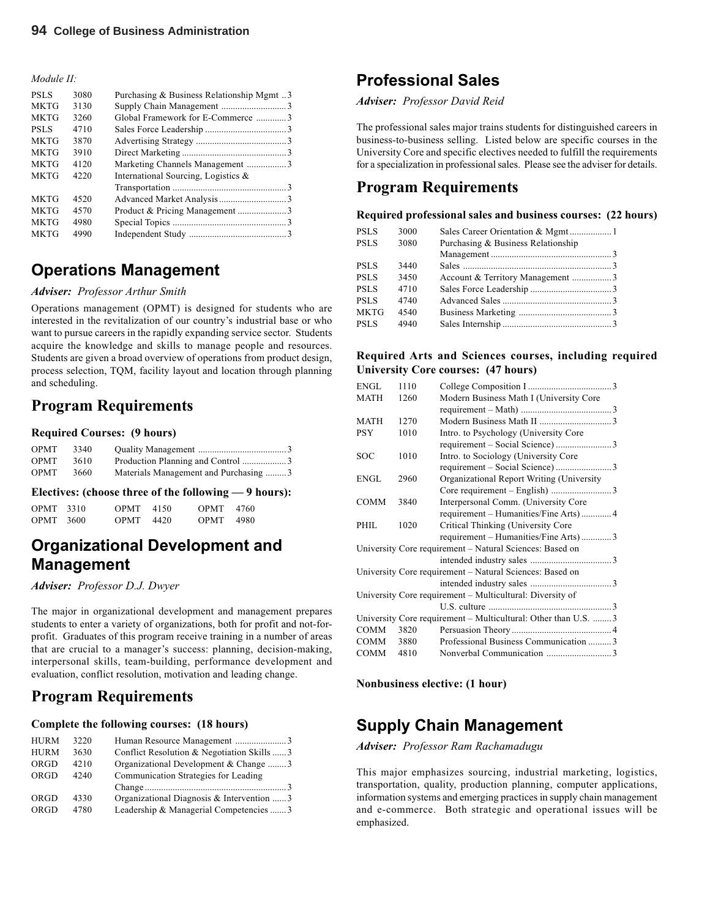*Module II:*

| | | | |
|---|---|---|---|
| PSLS | 3080 | Purchasing & Business Relationship Mgmt | 3 |
| MKTG | 3130 | Supply Chain Management | 3 |
| MKTG | 3260 | Global Framework for E-Commerce | 3 |
| PSLS | 4710 | Sales Force Leadership | 3 |
| MKTG | 3870 | Advertising Strategy | 3 |
| MKTG | 3910 | Direct Marketing | 3 |
| MKTG | 4120 | Marketing Channels Management | 3 |
| MKTG | 4220 | International Sourcing, Logistics & Transportation | 3 |
| MKTG | 4520 | Advanced Market Analysis | 3 |
| MKTG | 4570 | Product & Pricing Management | 3 |
| MKTG | 4980 | Special Topics | 3 |
| MKTG | 4990 | Independent Study | 3 |

## Operations Management

***Adviser:*** *Professor Arthur Smith*

Operations management (OPMT) is designed for students who are interested in the revitalization of our country's industrial base or who want to pursue careers in the rapidly expanding service sector. Students acquire the knowledge and skills to manage people and resources. Students are given a broad overview of operations from product design, process selection, TQM, facility layout and location through planning and scheduling.

### Program Requirements

**Required Courses: (9 hours)**

| | | | |
|---|---|---|---|
| OPMT | 3340 | Quality Management | 3 |
| OPMT | 3610 | Production Planning and Control | 3 |
| OPMT | 3660 | Materials Management and Purchasing | 3 |

**Electives: (choose three of the following — 9 hours):**

| | | | | | |
|---|---|---|---|---|---|
| OPMT | 3310 | OPMT | 4150 | OPMT | 4760 |
| OPMT | 3600 | OPMT | 4420 | OPMT | 4980 |

## Organizational Development and Management

***Adviser:*** *Professor D.J. Dwyer*

The major in organizational development and management prepares students to enter a variety of organizations, both for profit and not-for-profit. Graduates of this program receive training in a number of areas that are crucial to a manager's success: planning, decision-making, interpersonal skills, team-building, performance development and evaluation, conflict resolution, motivation and leading change.

### Program Requirements

**Complete the following courses: (18 hours)**

| | | | |
|---|---|---|---|
| HURM | 3220 | Human Resource Management | 3 |
| HURM | 3630 | Conflict Resolution & Negotiation Skills | 3 |
| ORGD | 4210 | Organizational Development & Change | 3 |
| ORGD | 4240 | Communication Strategies for Leading Change | 3 |
| ORGD | 4330 | Organizational Diagnosis & Intervention | 3 |
| ORGD | 4780 | Leadership & Managerial Competencies | 3 |

## Professional Sales

***Adviser:*** *Professor David Reid*

The professional sales major trains students for distinguished careers in business-to-business selling. Listed below are specific courses in the University Core and specific electives needed to fulfill the requirements for a specialization in professional sales. Please see the adviser for details.

### Program Requirements

**Required professional sales and business courses: (22 hours)**

| | | | |
|---|---|---|---|
| PSLS | 3000 | Sales Career Orientation & Mgmt | 1 |
| PSLS | 3080 | Purchasing & Business Relationship Management | 3 |
| PSLS | 3440 | Sales | 3 |
| PSLS | 3450 | Account & Territory Management | 3 |
| PSLS | 4710 | Sales Force Leadership | 3 |
| PSLS | 4740 | Advanced Sales | 3 |
| MKTG | 4540 | Business Marketing | 3 |
| PSLS | 4940 | Sales Internship | 3 |

**Required Arts and Sciences courses, including required University Core courses: (47 hours)**

| | | | |
|---|---|---|---|
| ENGL | 1110 | College Composition I | 3 |
| MATH | 1260 | Modern Business Math I (University Core requirement – Math) | 3 |
| MATH | 1270 | Modern Business Math II | 3 |
| PSY | 1010 | Intro. to Psychology (University Core requirement – Social Science) | 3 |
| SOC | 1010 | Intro. to Sociology (University Core requirement – Social Science) | 3 |
| ENGL | 2960 | Organizational Report Writing (University Core requirement – English) | 3 |
| COMM | 3840 | Interpersonal Comm. (University Core requirement – Humanities/Fine Arts) | 4 |
| PHIL | 1020 | Critical Thinking (University Core requirement – Humanities/Fine Arts) | 3 |
| University Core requirement – Natural Sciences: Based on intended industry sales | | | 3 |
| University Core requirement – Natural Sciences: Based on intended industry sales | | | 3 |
| University Core requirement – Multicultural: Diversity of U.S. culture | | | 3 |
| University Core requirement – Multicultural: Other than U.S. | | | 3 |
| COMM | 3820 | Persuasion Theory | 4 |
| COMM | 3880 | Professional Business Communication | 3 |
| COMM | 4810 | Nonverbal Communication | 3 |

**Nonbusiness elective: (1 hour)**

## Supply Chain Management

***Adviser:*** *Professor Ram Rachamadugu*

This major emphasizes sourcing, industrial marketing, logistics, transportation, quality, production planning, computer applications, information systems and emerging practices in supply chain management and e-commerce. Both strategic and operational issues will be emphasized.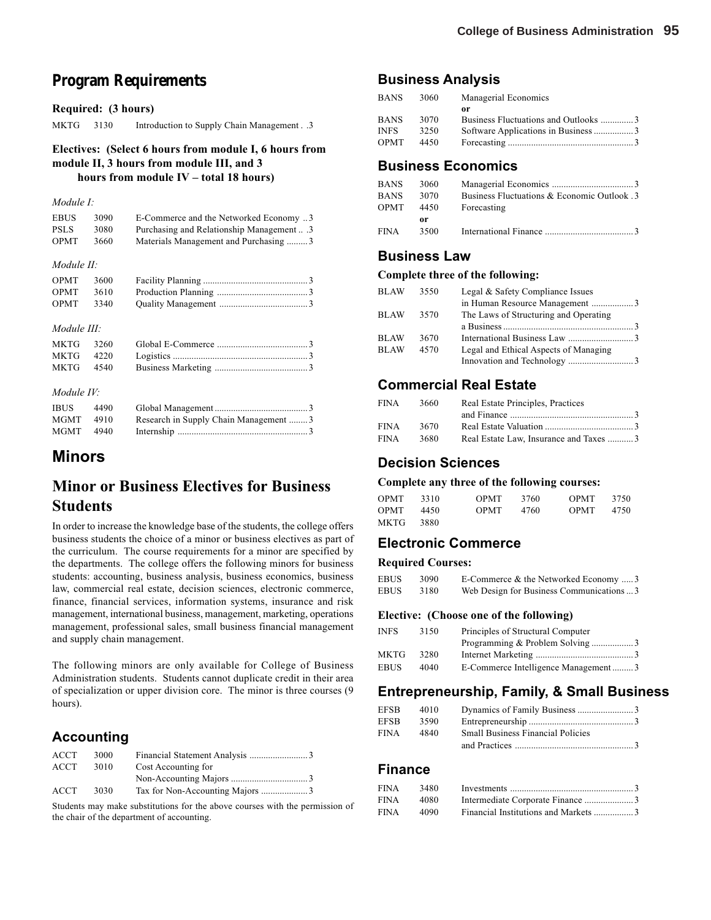## Program Requirements

**Required: (3 hours)**

| | | | |
|---|---|---|---|
| MKTG | 3130 | Introduction to Supply Chain Management | 3 |

**Electives: (Select 6 hours from module I, 6 hours from module II, 3 hours from module III, and 3 hours from module IV – total 18 hours)**

*Module I:*

| | | | |
|---|---|---|---|
| EBUS | 3090 | E-Commerce and the Networked Economy | 3 |
| PSLS | 3080 | Purchasing and Relationship Management | 3 |
| OPMT | 3660 | Materials Management and Purchasing | 3 |

*Module II:*

| | | | |
|---|---|---|---|
| OPMT | 3600 | Facility Planning | 3 |
| OPMT | 3610 | Production Planning | 3 |
| OPMT | 3340 | Quality Management | 3 |

*Module III:*

| | | | |
|---|---|---|---|
| MKTG | 3260 | Global E-Commerce | 3 |
| MKTG | 4220 | Logistics | 3 |
| MKTG | 4540 | Business Marketing | 3 |

*Module IV:*

| | | | |
|---|---|---|---|
| IBUS | 4490 | Global Management | 3 |
| MGMT | 4910 | Research in Supply Chain Management | 3 |
| MGMT | 4940 | Internship | 3 |

## Minors

## Minor or Business Electives for Business Students

In order to increase the knowledge base of the students, the college offers business students the choice of a minor or business electives as part of the curriculum. The course requirements for a minor are specified by the departments. The college offers the following minors for business students: accounting, business analysis, business economics, business law, commercial real estate, decision sciences, electronic commerce, finance, financial services, information systems, insurance and risk management, international business, management, marketing, operations management, professional sales, small business financial management and supply chain management.

The following minors are only available for College of Business Administration students. Students cannot duplicate credit in their area of specialization or upper division core. The minor is three courses (9 hours).

### Accounting

| | | | |
|---|---|---|---|
| ACCT | 3000 | Financial Statement Analysis | 3 |
| ACCT | 3010 | Cost Accounting for Non-Accounting Majors | 3 |
| ACCT | 3030 | Tax for Non-Accounting Majors | 3 |

Students may make substitutions for the above courses with the permission of the chair of the department of accounting.

### Business Analysis

| | | | |
|---|---|---|---|
| BANS | 3060 | Managerial Economics | |
| | | **or** | |
| BANS | 3070 | Business Fluctuations and Outlooks | 3 |
| INFS | 3250 | Software Applications in Business | 3 |
| OPMT | 4450 | Forecasting | 3 |

### Business Economics

| | | | |
|---|---|---|---|
| BANS | 3060 | Managerial Economics | 3 |
| BANS | 3070 | Business Fluctuations & Economic Outlook | 3 |
| OPMT | 4450 | Forecasting | |
| | **or** | | |
| FINA | 3500 | International Finance | 3 |

### Business Law

**Complete three of the following:**

| | | | |
|---|---|---|---|
| BLAW | 3550 | Legal & Safety Compliance Issues in Human Resource Management | 3 |
| BLAW | 3570 | The Laws of Structuring and Operating a Business | 3 |
| BLAW | 3670 | International Business Law | 3 |
| BLAW | 4570 | Legal and Ethical Aspects of Managing Innovation and Technology | 3 |

### Commercial Real Estate

| | | | |
|---|---|---|---|
| FINA | 3660 | Real Estate Principles, Practices and Finance | 3 |
| FINA | 3670 | Real Estate Valuation | 3 |
| FINA | 3680 | Real Estate Law, Insurance and Taxes | 3 |

### Decision Sciences

**Complete any three of the following courses:**

| | | | | | |
|---|---|---|---|---|---|
| OPMT | 3310 | OPMT | 3760 | OPMT | 3750 |
| OPMT | 4450 | OPMT | 4760 | OPMT | 4750 |
| MKTG | 3880 | | | | |

### Electronic Commerce

**Required Courses:**

| | | | |
|---|---|---|---|
| EBUS | 3090 | E-Commerce & the Networked Economy | 3 |
| EBUS | 3180 | Web Design for Business Communications | 3 |

**Elective: (Choose one of the following)**

| | | | |
|---|---|---|---|
| INFS | 3150 | Principles of Structural Computer Programming & Problem Solving | 3 |
| MKTG | 3280 | Internet Marketing | 3 |
| EBUS | 4040 | E-Commerce Intelligence Management | 3 |

### Entrepreneurship, Family, & Small Business

| | | | |
|---|---|---|---|
| EFSB | 4010 | Dynamics of Family Business | 3 |
| EFSB | 3590 | Entrepreneurship | 3 |
| FINA | 4840 | Small Business Financial Policies and Practices | 3 |

### Finance

| | | | |
|---|---|---|---|
| FINA | 3480 | Investments | 3 |
| FINA | 4080 | Intermediate Corporate Finance | 3 |
| FINA | 4090 | Financial Institutions and Markets | 3 |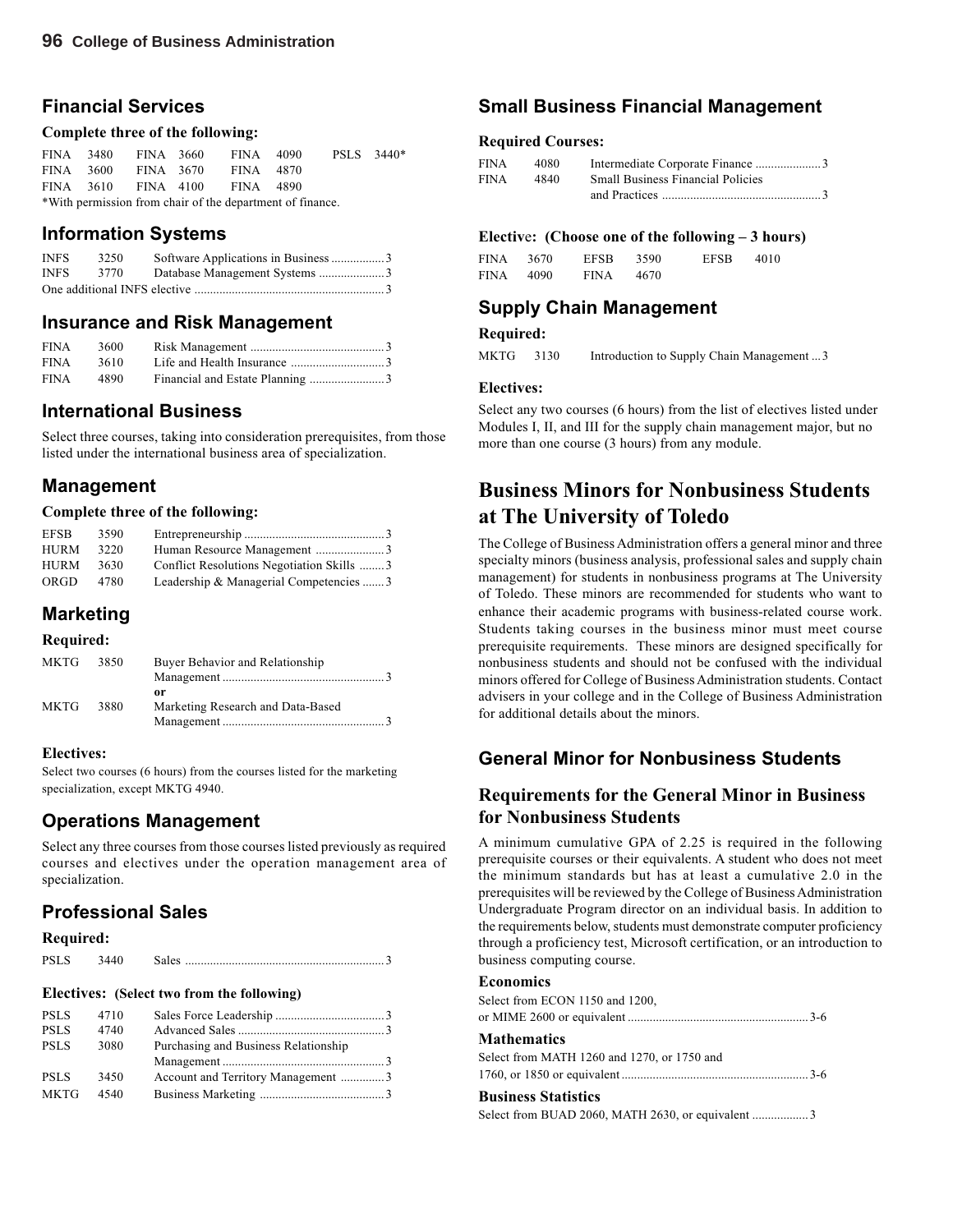## Financial Services

**Complete three of the following:**

| | | | |
|---|---|---|---|
| FINA 3480 | FINA 3660 | FINA 4090 | PSLS 3440* |
| FINA 3600 | FINA 3670 | FINA 4870 | |
| FINA 3610 | FINA 4100 | FINA 4890 | |

*With permission from chair of the department of finance.

## Information Systems

| | | | |
|---|---|---|---|
| INFS | 3250 | Software Applications in Business | 3 |
| INFS | 3770 | Database Management Systems | 3 |
| One additional INFS elective | | | 3 |

## Insurance and Risk Management

| | | | |
|---|---|---|---|
| FINA | 3600 | Risk Management | 3 |
| FINA | 3610 | Life and Health Insurance | 3 |
| FINA | 4890 | Financial and Estate Planning | 3 |

## International Business

Select three courses, taking into consideration prerequisites, from those listed under the international business area of specialization.

## Management

**Complete three of the following:**

| | | | |
|---|---|---|---|
| EFSB | 3590 | Entrepreneurship | 3 |
| HURM | 3220 | Human Resource Management | 3 |
| HURM | 3630 | Conflict Resolutions Negotiation Skills | 3 |
| ORGD | 4780 | Leadership & Managerial Competencies | 3 |

## Marketing

**Required:**

| | | | |
|---|---|---|---|
| MKTG | 3850 | Buyer Behavior and Relationship Management | 3 |
| | | **or** | |
| MKTG | 3880 | Marketing Research and Data-Based Management | 3 |

**Electives:**

Select two courses (6 hours) from the courses listed for the marketing specialization, except MKTG 4940.

## Operations Management

Select any three courses from those courses listed previously as required courses and electives under the operation management area of specialization.

## Professional Sales

**Required:**

| | | | |
|---|---|---|---|
| PSLS | 3440 | Sales | 3 |

**Electives: (Select two from the following)**

| | | | |
|---|---|---|---|
| PSLS | 4710 | Sales Force Leadership | 3 |
| PSLS | 4740 | Advanced Sales | 3 |
| PSLS | 3080 | Purchasing and Business Relationship Management | 3 |
| PSLS | 3450 | Account and Territory Management | 3 |
| MKTG | 4540 | Business Marketing | 3 |

## Small Business Financial Management

**Required Courses:**

| | | | |
|---|---|---|---|
| FINA | 4080 | Intermediate Corporate Finance | 3 |
| FINA | 4840 | Small Business Financial Policies and Practices | 3 |

**Elective: (Choose one of the following – 3 hours)**

| | | |
|---|---|---|
| FINA 3670 | EFSB 3590 | EFSB 4010 |
| FINA 4090 | FINA 4670 | |

## Supply Chain Management

**Required:**

| | | | |
|---|---|---|---|
| MKTG | 3130 | Introduction to Supply Chain Management | 3 |

**Electives:**

Select any two courses (6 hours) from the list of electives listed under Modules I, II, and III for the supply chain management major, but no more than one course (3 hours) from any module.

# Business Minors for Nonbusiness Students at The University of Toledo

The College of Business Administration offers a general minor and three specialty minors (business analysis, professional sales and supply chain management) for students in nonbusiness programs at The University of Toledo. These minors are recommended for students who want to enhance their academic programs with business-related course work. Students taking courses in the business minor must meet course prerequisite requirements. These minors are designed specifically for nonbusiness students and should not be confused with the individual minors offered for College of Business Administration students. Contact advisers in your college and in the College of Business Administration for additional details about the minors.

## General Minor for Nonbusiness Students

### Requirements for the General Minor in Business for Nonbusiness Students

A minimum cumulative GPA of 2.25 is required in the following prerequisite courses or their equivalents. A student who does not meet the minimum standards but has at least a cumulative 2.0 in the prerequisites will be reviewed by the College of Business Administration Undergraduate Program director on an individual basis. In addition to the requirements below, students must demonstrate computer proficiency through a proficiency test, Microsoft certification, or an introduction to business computing course.

**Economics**

Select from ECON 1150 and 1200, or MIME 2600 or equivalent ..... 3-6

**Mathematics**

Select from MATH 1260 and 1270, or 1750 and 1760, or 1850 or equivalent ..... 3-6

**Business Statistics**

Select from BUAD 2060, MATH 2630, or equivalent ..... 3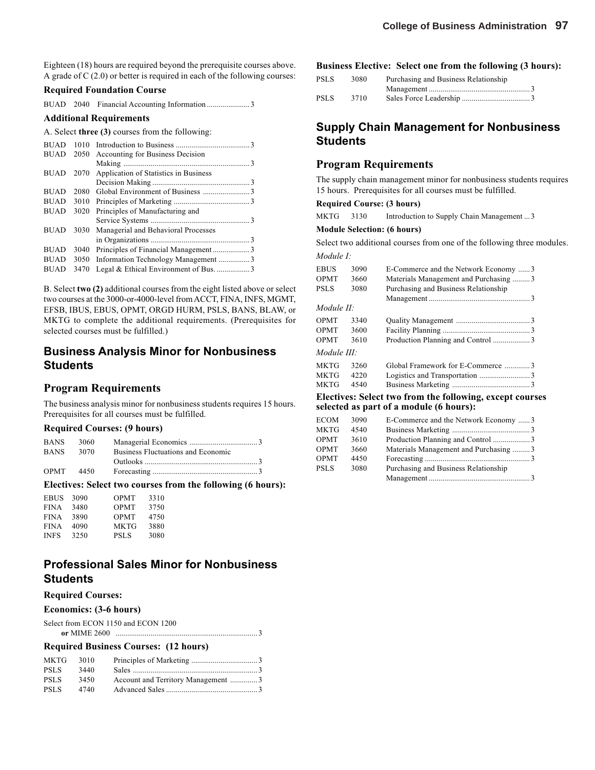Eighteen (18) hours are required beyond the prerequisite courses above. A grade of C (2.0) or better is required in each of the following courses:

**Required Foundation Course**

| | | | |
|---|---|---|---|
| BUAD | 2040 | Financial Accounting Information | 3 |

**Additional Requirements**

A. Select **three (3)** courses from the following:

| | | | |
|---|---|---|---|
| BUAD | 1010 | Introduction to Business | 3 |
| BUAD | 2050 | Accounting for Business Decision Making | 3 |
| BUAD | 2070 | Application of Statistics in Business Decision Making | 3 |
| BUAD | 2080 | Global Environment of Business | 3 |
| BUAD | 3010 | Principles of Marketing | 3 |
| BUAD | 3020 | Principles of Manufacturing and Service Systems | 3 |
| BUAD | 3030 | Managerial and Behavioral Processes in Organizations | 3 |
| BUAD | 3040 | Principles of Financial Management | 3 |
| BUAD | 3050 | Information Technology Management | 3 |
| BUAD | 3470 | Legal & Ethical Environment of Bus. | 3 |

B. Select **two (2)** additional courses from the eight listed above or select two courses at the 3000-or-4000-level from ACCT, FINA, INFS, MGMT, EFSB, IBUS, EBUS, OPMT, ORGD HURM, PSLS, BANS, BLAW, or MKTG to complete the additional requirements. (Prerequisites for selected courses must be fulfilled.)

## Business Analysis Minor for Nonbusiness Students

### Program Requirements

The business analysis minor for nonbusiness students requires 15 hours. Prerequisites for all courses must be fulfilled.

**Required Courses: (9 hours)**

| | | | |
|---|---|---|---|
| BANS | 3060 | Managerial Economics | 3 |
| BANS | 3070 | Business Fluctuations and Economic Outlooks | 3 |
| OPMT | 4450 | Forecasting | 3 |

**Electives: Select two courses from the following (6 hours):**

| | | | |
|---|---|---|---|
| EBUS | 3090 | OPMT | 3310 |
| FINA | 3480 | OPMT | 3750 |
| FINA | 3890 | OPMT | 4750 |
| FINA | 4090 | MKTG | 3880 |
| INFS | 3250 | PSLS | 3080 |

## Professional Sales Minor for Nonbusiness Students

**Required Courses:**

**Economics: (3-6 hours)**

Select from ECON 1150 and ECON 1200 **or** MIME 2600 .......... 3

**Required Business Courses: (12 hours)**

| | | | |
|---|---|---|---|
| MKTG | 3010 | Principles of Marketing | 3 |
| PSLS | 3440 | Sales | 3 |
| PSLS | 3450 | Account and Territory Management | 3 |
| PSLS | 4740 | Advanced Sales | 3 |

**Business Elective: Select one from the following (3 hours):**

| | | | |
|---|---|---|---|
| PSLS | 3080 | Purchasing and Business Relationship Management | 3 |
| PSLS | 3710 | Sales Force Leadership | 3 |

## Supply Chain Management for Nonbusiness Students

### Program Requirements

The supply chain management minor for nonbusiness students requires 15 hours. Prerequisites for all courses must be fulfilled.

**Required Course: (3 hours)**

| | | | |
|---|---|---|---|
| MKTG | 3130 | Introduction to Supply Chain Management | 3 |

**Module Selection: (6 hours)**

Select two additional courses from one of the following three modules.

*Module I:*

| | | | |
|---|---|---|---|
| EBUS | 3090 | E-Commerce and the Network Economy | 3 |
| OPMT | 3660 | Materials Management and Purchasing | 3 |
| PSLS | 3080 | Purchasing and Business Relationship Management | 3 |

*Module II:*

| | | | |
|---|---|---|---|
| OPMT | 3340 | Quality Management | 3 |
| OPMT | 3600 | Facility Planning | 3 |
| OPMT | 3610 | Production Planning and Control | 3 |

*Module III:*

| | | | |
|---|---|---|---|
| MKTG | 3260 | Global Framework for E-Commerce | 3 |
| MKTG | 4220 | Logistics and Transportation | 3 |
| MKTG | 4540 | Business Marketing | 3 |

**Electives: Select two from the following, except courses selected as part of a module (6 hours):**

| | | | |
|---|---|---|---|
| ECOM | 3090 | E-Commerce and the Network Economy | 3 |
| MKTG | 4540 | Business Marketing | 3 |
| OPMT | 3610 | Production Planning and Control | 3 |
| OPMT | 3660 | Materials Management and Purchasing | 3 |
| OPMT | 4450 | Forecasting | 3 |
| PSLS | 3080 | Purchasing and Business Relationship Management | 3 |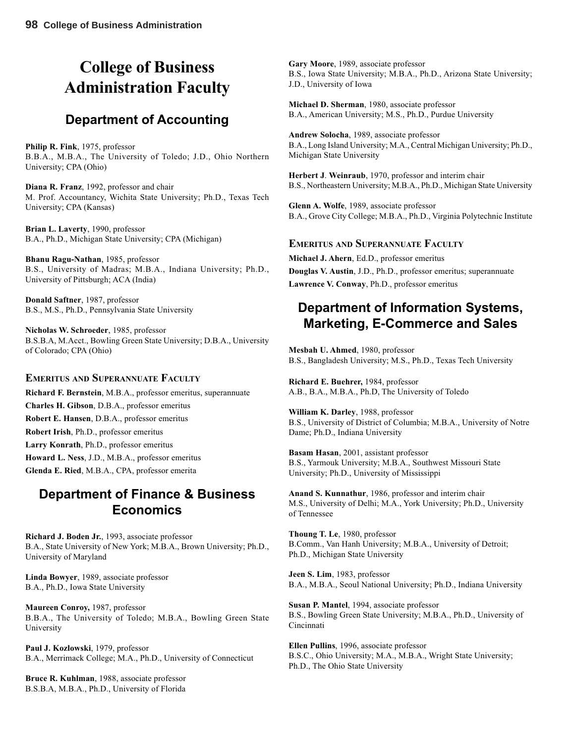# College of Business Administration Faculty

## Department of Accounting

**Philip R. Fink**, 1975, professor
B.B.A., M.B.A., The University of Toledo; J.D., Ohio Northern University; CPA (Ohio)

**Diana R. Franz**, 1992, professor and chair
M. Prof. Accountancy, Wichita State University; Ph.D., Texas Tech University; CPA (Kansas)

**Brian L. Laverty**, 1990, professor
B.A., Ph.D., Michigan State University; CPA (Michigan)

**Bhanu Ragu-Nathan**, 1985, professor
B.S., University of Madras; M.B.A., Indiana University; Ph.D., University of Pittsburgh; ACA (India)

**Donald Saftner**, 1987, professor
B.S., M.S., Ph.D., Pennsylvania State University

**Nicholas W. Schroeder**, 1985, professor
B.S.B.A, M.Acct., Bowling Green State University; D.B.A., University of Colorado; CPA (Ohio)

### Emeritus and Superannuate Faculty

**Richard F. Bernstein**, M.B.A., professor emeritus, superannuate
**Charles H. Gibson**, D.B.A., professor emeritus
**Robert E. Hansen**, D.B.A., professor emeritus
**Robert Irish**, Ph.D., professor emeritus
**Larry Konrath**, Ph.D., professor emeritus
**Howard L. Ness**, J.D., M.B.A., professor emeritus
**Glenda E. Ried**, M.B.A., CPA, professor emerita

## Department of Finance & Business Economics

**Richard J. Boden Jr.**, 1993, associate professor
B.A., State University of New York; M.B.A., Brown University; Ph.D., University of Maryland

**Linda Bowyer**, 1989, associate professor
B.A., Ph.D., Iowa State University

**Maureen Conroy,** 1987, professor
B.B.A., The University of Toledo; M.B.A., Bowling Green State University

**Paul J. Kozlowski**, 1979, professor
B.A., Merrimack College; M.A., Ph.D., University of Connecticut

**Bruce R. Kuhlman**, 1988, associate professor
B.S.B.A, M.B.A., Ph.D., University of Florida

**Gary Moore**, 1989, associate professor
B.S., Iowa State University; M.B.A., Ph.D., Arizona State University; J.D., University of Iowa

**Michael D. Sherman**, 1980, associate professor
B.A., American University; M.S., Ph.D., Purdue University

**Andrew Solocha**, 1989, associate professor
B.A., Long Island University; M.A., Central Michigan University; Ph.D., Michigan State University

**Herbert J. Weinraub**, 1970, professor and interim chair
B.S., Northeastern University; M.B.A., Ph.D., Michigan State University

**Glenn A. Wolfe**, 1989, associate professor
B.A., Grove City College; M.B.A., Ph.D., Virginia Polytechnic Institute

### Emeritus and Superannuate Faculty

**Michael J. Ahern**, Ed.D., professor emeritus
**Douglas V. Austin**, J.D., Ph.D., professor emeritus; superannuate
**Lawrence V. Conway**, Ph.D., professor emeritus

## Department of Information Systems, Marketing, E-Commerce and Sales

**Mesbah U. Ahmed**, 1980, professor
B.S., Bangladesh University; M.S., Ph.D., Texas Tech University

**Richard E. Buehrer,** 1984, professor
A.B., B.A., M.B.A., Ph.D, The University of Toledo

**William K. Darley**, 1988, professor
B.S., University of District of Columbia; M.B.A., University of Notre Dame; Ph.D., Indiana University

**Basam Hasan**, 2001, assistant professor
B.S., Yarmouk University; M.B.A., Southwest Missouri State University; Ph.D., University of Mississippi

**Anand S. Kunnathur**, 1986, professor and interim chair
M.S., University of Delhi; M.A., York University; Ph.D., University of Tennessee

**Thoung T. Le**, 1980, professor
B.Comm., Van Hanh University; M.B.A., University of Detroit; Ph.D., Michigan State University

**Jeen S. Lim**, 1983, professor
B.A., M.B.A., Seoul National University; Ph.D., Indiana University

**Susan P. Mantel**, 1994, associate professor
B.S., Bowling Green State University; M.B.A., Ph.D., University of Cincinnati

**Ellen Pullins**, 1996, associate professor
B.S.C., Ohio University; M.A., M.B.A., Wright State University; Ph.D., The Ohio State University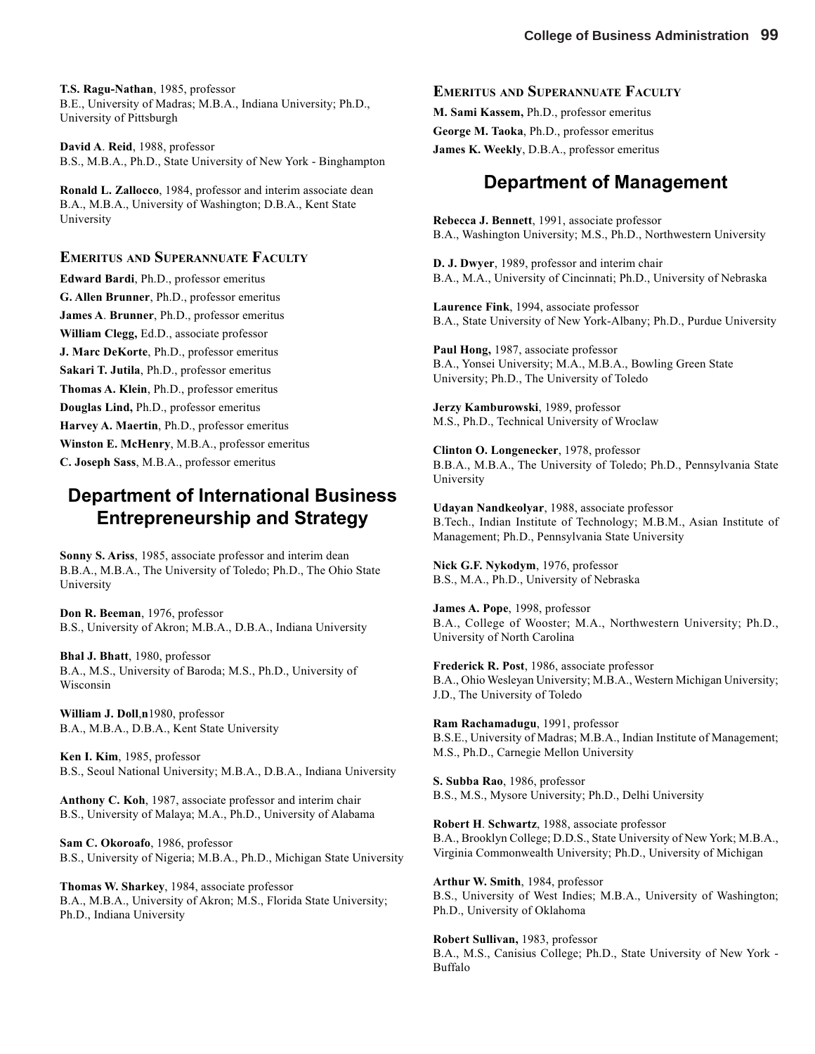**T.S. Ragu-Nathan**, 1985, professor
B.E., University of Madras; M.B.A., Indiana University; Ph.D., University of Pittsburgh

**David A. Reid**, 1988, professor
B.S., M.B.A., Ph.D., State University of New York - Binghampton

**Ronald L. Zallocco**, 1984, professor and interim associate dean
B.A., M.B.A., University of Washington; D.B.A., Kent State University

### Emeritus and Superannuate Faculty

**Edward Bardi**, Ph.D., professor emeritus
**G. Allen Brunner**, Ph.D., professor emeritus
**James A. Brunner**, Ph.D., professor emeritus
**William Clegg,** Ed.D., associate professor
**J. Marc DeKorte**, Ph.D., professor emeritus
**Sakari T. Jutila**, Ph.D., professor emeritus
**Thomas A. Klein**, Ph.D., professor emeritus
**Douglas Lind,** Ph.D., professor emeritus
**Harvey A. Maertin**, Ph.D., professor emeritus
**Winston E. McHenry**, M.B.A., professor emeritus
**C. Joseph Sass**, M.B.A., professor emeritus

## Department of International Business Entrepreneurship and Strategy

**Sonny S. Ariss**, 1985, associate professor and interim dean
B.B.A., M.B.A., The University of Toledo; Ph.D., The Ohio State University

**Don R. Beeman**, 1976, professor
B.S., University of Akron; M.B.A., D.B.A., Indiana University

**Bhal J. Bhatt**, 1980, professor
B.A., M.S., University of Baroda; M.S., Ph.D., University of Wisconsin

**William J. Doll**,n1980, professor
B.A., M.B.A., D.B.A., Kent State University

**Ken I. Kim**, 1985, professor
B.S., Seoul National University; M.B.A., D.B.A., Indiana University

**Anthony C. Koh**, 1987, associate professor and interim chair
B.S., University of Malaya; M.A., Ph.D., University of Alabama

**Sam C. Okoroafo**, 1986, professor
B.S., University of Nigeria; M.B.A., Ph.D., Michigan State University

**Thomas W. Sharkey**, 1984, associate professor
B.A., M.B.A., University of Akron; M.S., Florida State University; Ph.D., Indiana University

### Emeritus and Superannuate Faculty

**M. Sami Kassem,** Ph.D., professor emeritus
**George M. Taoka**, Ph.D., professor emeritus
**James K. Weekly**, D.B.A., professor emeritus

## Department of Management

**Rebecca J. Bennett**, 1991, associate professor
B.A., Washington University; M.S., Ph.D., Northwestern University

**D. J. Dwyer**, 1989, professor and interim chair
B.A., M.A., University of Cincinnati; Ph.D., University of Nebraska

**Laurence Fink**, 1994, associate professor
B.A., State University of New York-Albany; Ph.D., Purdue University

**Paul Hong,** 1987, associate professor
B.A., Yonsei University; M.A., M.B.A., Bowling Green State University; Ph.D., The University of Toledo

**Jerzy Kamburowski**, 1989, professor
M.S., Ph.D., Technical University of Wroclaw

**Clinton O. Longenecker**, 1978, professor
B.B.A., M.B.A., The University of Toledo; Ph.D., Pennsylvania State University

**Udayan Nandkeolyar**, 1988, associate professor
B.Tech., Indian Institute of Technology; M.B.M., Asian Institute of Management; Ph.D., Pennsylvania State University

**Nick G.F. Nykodym**, 1976, professor
B.S., M.A., Ph.D., University of Nebraska

**James A. Pope**, 1998, professor
B.A., College of Wooster; M.A., Northwestern University; Ph.D., University of North Carolina

**Frederick R. Post**, 1986, associate professor
B.A., Ohio Wesleyan University; M.B.A., Western Michigan University; J.D., The University of Toledo

**Ram Rachamadugu**, 1991, professor
B.S.E., University of Madras; M.B.A., Indian Institute of Management; M.S., Ph.D., Carnegie Mellon University

**S. Subba Rao**, 1986, professor
B.S., M.S., Mysore University; Ph.D., Delhi University

**Robert H. Schwartz**, 1988, associate professor
B.A., Brooklyn College; D.D.S., State University of New York; M.B.A., Virginia Commonwealth University; Ph.D., University of Michigan

**Arthur W. Smith**, 1984, professor
B.S., University of West Indies; M.B.A., University of Washington; Ph.D., University of Oklahoma

**Robert Sullivan,** 1983, professor
B.A., M.S., Canisius College; Ph.D., State University of New York - Buffalo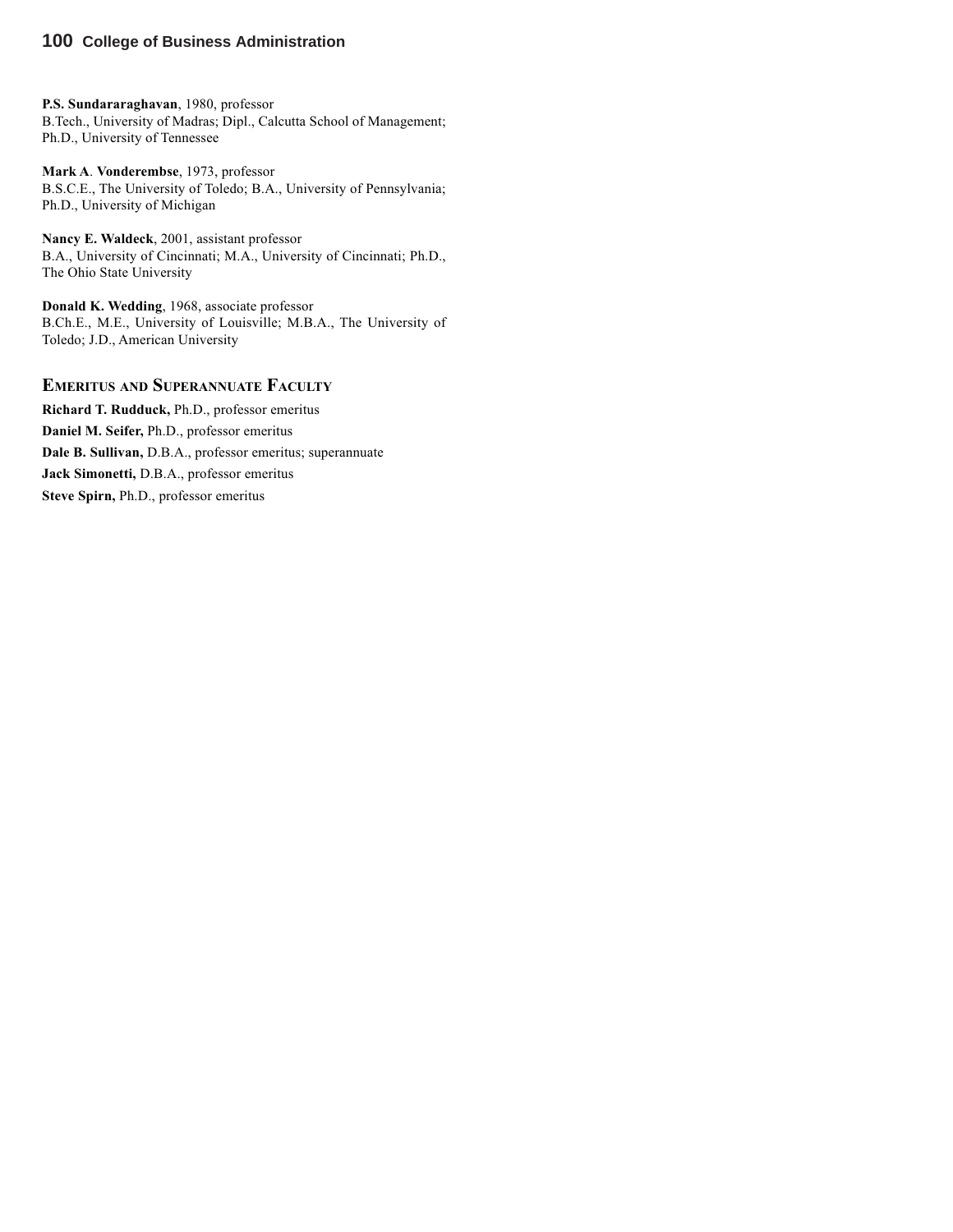**P.S. Sundararaghavan**, 1980, professor
B.Tech., University of Madras; Dipl., Calcutta School of Management; Ph.D., University of Tennessee

**Mark A**. **Vonderembse**, 1973, professor
B.S.C.E., The University of Toledo; B.A., University of Pennsylvania; Ph.D., University of Michigan

**Nancy E. Waldeck**, 2001, assistant professor
B.A., University of Cincinnati; M.A., University of Cincinnati; Ph.D., The Ohio State University

**Donald K. Wedding**, 1968, associate professor
B.Ch.E., M.E., University of Louisville; M.B.A., The University of Toledo; J.D., American University

## Emeritus and Superannuate Faculty

**Richard T. Rudduck,** Ph.D., professor emeritus

**Daniel M. Seifer,** Ph.D., professor emeritus

**Dale B. Sullivan,** D.B.A., professor emeritus; superannuate

**Jack Simonetti,** D.B.A., professor emeritus

**Steve Spirn,** Ph.D., professor emeritus